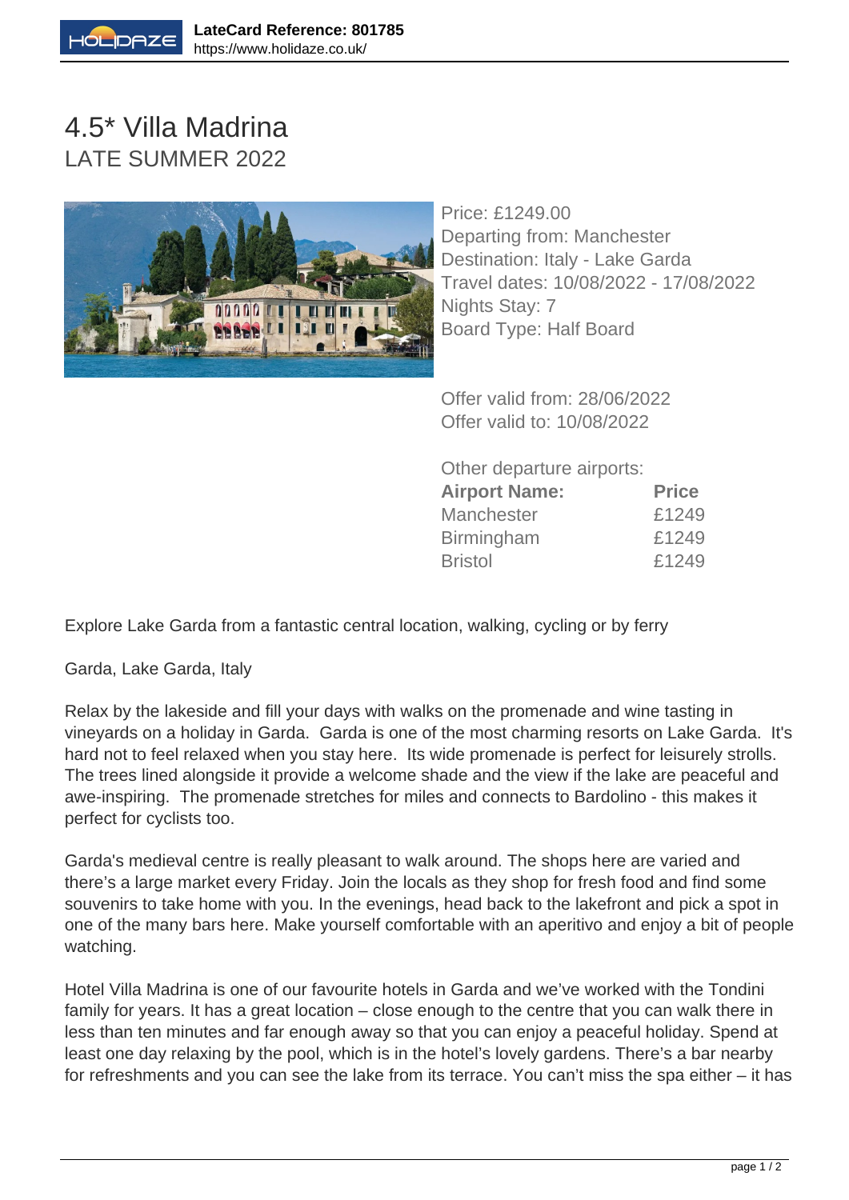# 4.5* Villa Madrina

## LATE SUMMER 2022

Price: £1249.00
Departing from: Manchester
Destination: Italy - Lake Garda
Travel dates: 10/08/2022 - 17/08/2022
Nights Stay: 7
Board Type: Half Board

Offer valid from: 28/06/2022
Offer valid to: 10/08/2022

Other departure airports:

| Airport Name: | Price |
|---|---|
| Manchester | £1249 |
| Birmingham | £1249 |
| Bristol | £1249 |

Explore Lake Garda from a fantastic central location, walking, cycling or by ferry

Garda, Lake Garda, Italy

Relax by the lakeside and fill your days with walks on the promenade and wine tasting in vineyards on a holiday in Garda. Garda is one of the most charming resorts on Lake Garda. It's hard not to feel relaxed when you stay here. Its wide promenade is perfect for leisurely strolls. The trees lined alongside it provide a welcome shade and the view if the lake are peaceful and awe-inspiring. The promenade stretches for miles and connects to Bardolino - this makes it perfect for cyclists too.

Garda's medieval centre is really pleasant to walk around. The shops here are varied and there's a large market every Friday. Join the locals as they shop for fresh food and find some souvenirs to take home with you. In the evenings, head back to the lakefront and pick a spot in one of the many bars here. Make yourself comfortable with an aperitivo and enjoy a bit of people watching.

Hotel Villa Madrina is one of our favourite hotels in Garda and we've worked with the Tondini family for years. It has a great location – close enough to the centre that you can walk there in less than ten minutes and far enough away so that you can enjoy a peaceful holiday. Spend at least one day relaxing by the pool, which is in the hotel's lovely gardens. There's a bar nearby for refreshments and you can see the lake from its terrace. You can't miss the spa either – it has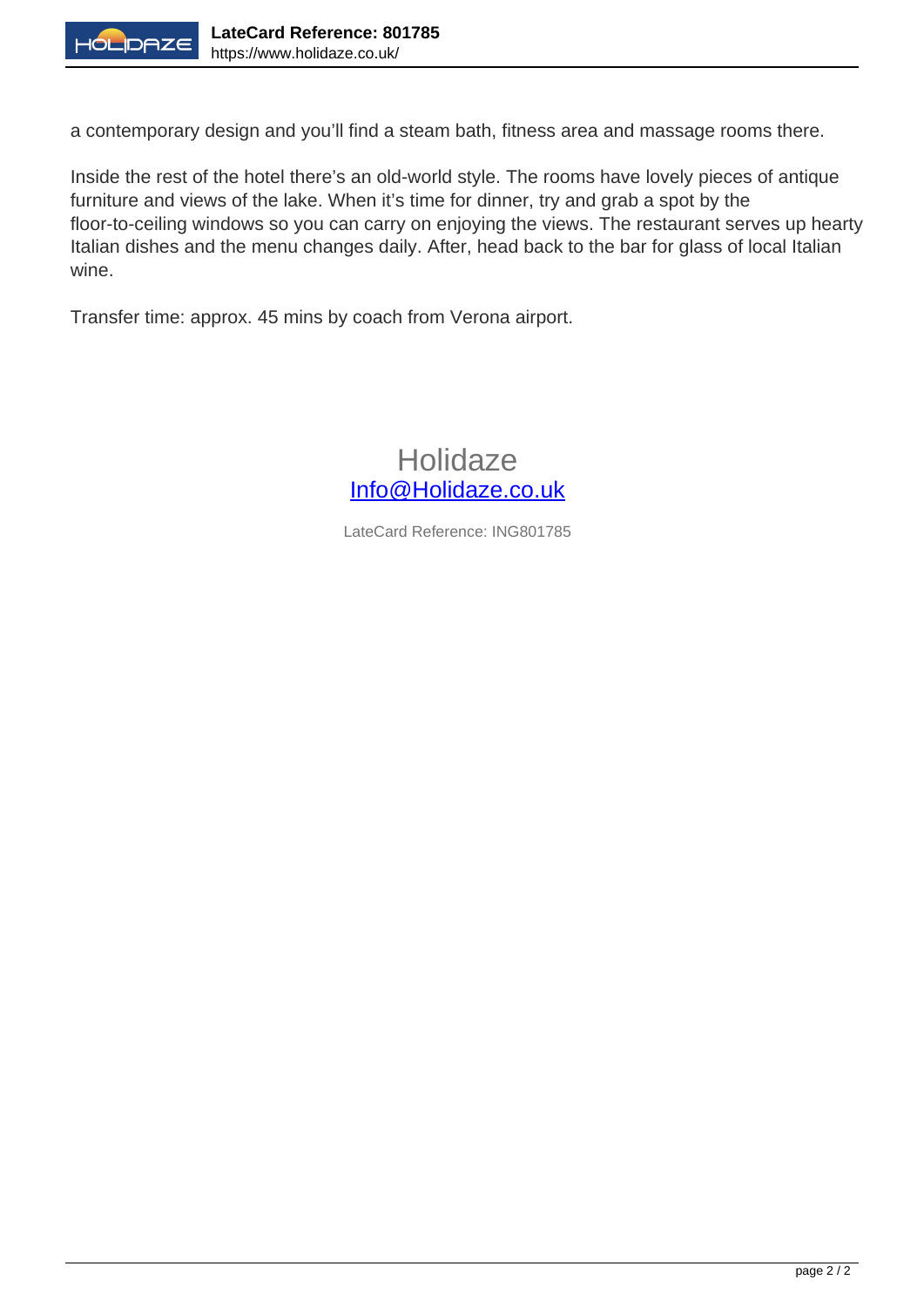a contemporary design and you'll find a steam bath, fitness area and massage rooms there.

Inside the rest of the hotel there's an old-world style. The rooms have lovely pieces of antique furniture and views of the lake. When it's time for dinner, try and grab a spot by the floor-to-ceiling windows so you can carry on enjoying the views. The restaurant serves up hearty Italian dishes and the menu changes daily. After, head back to the bar for glass of local Italian wine.

Transfer time: approx. 45 mins by coach from Verona airport.

Holidaze
Info@Holidaze.co.uk

LateCard Reference: ING801785